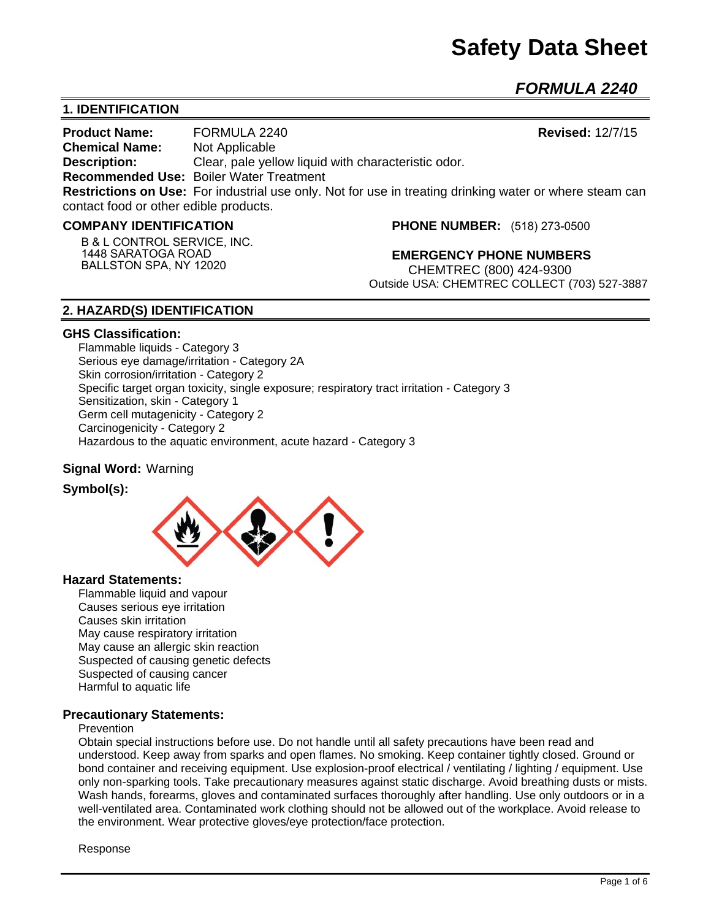# Safety Data Sheet

## *FORMULA 2240*

## 1. IDENTIFICATION

**Product Name:** FORMULA 2240 **Revised:** 12/7/15
**Chemical Name:** Not Applicable
**Description:** Clear, pale yellow liquid with characteristic odor.
**Recommended Use:** Boiler Water Treatment
**Restrictions on Use:** For industrial use only. Not for use in treating drinking water or where steam can contact food or other edible products.

**COMPANY IDENTIFICATION**

B & L CONTROL SERVICE, INC.
1448 SARATOGA ROAD
BALLSTON SPA, NY 12020

**PHONE NUMBER:** (518) 273-0500

**EMERGENCY PHONE NUMBERS**
CHEMTREC (800) 424-9300
Outside USA: CHEMTREC COLLECT (703) 527-3887

## 2. HAZARD(S) IDENTIFICATION

### GHS Classification:

- Flammable liquids - Category 3
- Serious eye damage/irritation - Category 2A
- Skin corrosion/irritation - Category 2
- Specific target organ toxicity, single exposure; respiratory tract irritation - Category 3
- Sensitization, skin - Category 1
- Germ cell mutagenicity - Category 2
- Carcinogenicity - Category 2
- Hazardous to the aquatic environment, acute hazard - Category 3

**Signal Word:** Warning

**Symbol(s):**

### Hazard Statements:

- Flammable liquid and vapour
- Causes serious eye irritation
- Causes skin irritation
- May cause respiratory irritation
- May cause an allergic skin reaction
- Suspected of causing genetic defects
- Suspected of causing cancer
- Harmful to aquatic life

### Precautionary Statements:

Prevention

Obtain special instructions before use. Do not handle until all safety precautions have been read and understood. Keep away from sparks and open flames. No smoking. Keep container tightly closed. Ground or bond container and receiving equipment. Use explosion-proof electrical / ventilating / lighting / equipment. Use only non-sparking tools. Take precautionary measures against static discharge. Avoid breathing dusts or mists. Wash hands, forearms, gloves and contaminated surfaces thoroughly after handling. Use only outdoors or in a well-ventilated area. Contaminated work clothing should not be allowed out of the workplace. Avoid release to the environment. Wear protective gloves/eye protection/face protection.

Response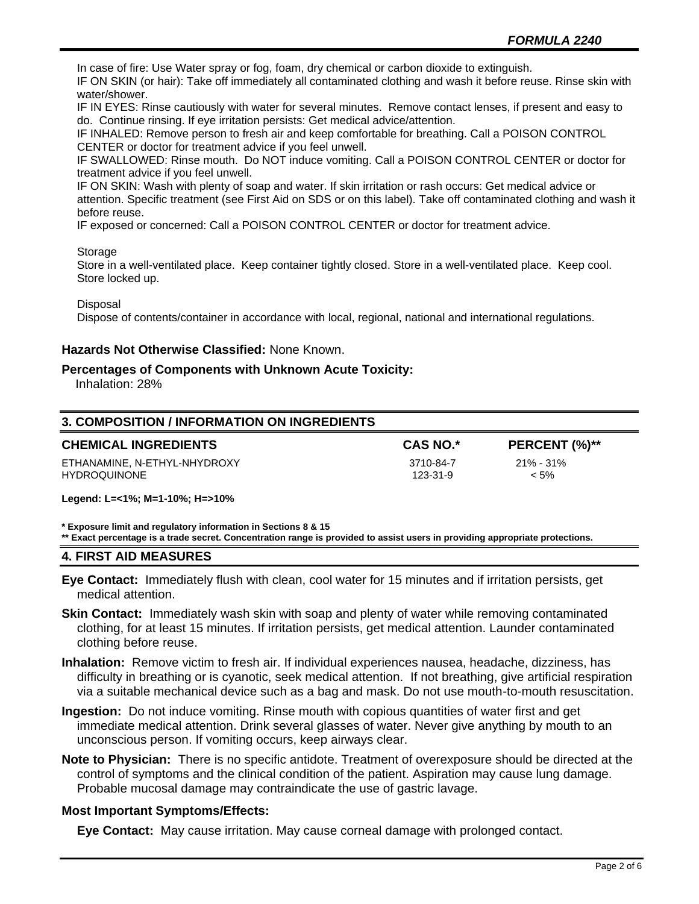In case of fire: Use Water spray or fog, foam, dry chemical or carbon dioxide to extinguish.
IF ON SKIN (or hair): Take off immediately all contaminated clothing and wash it before reuse. Rinse skin with water/shower.
IF IN EYES: Rinse cautiously with water for several minutes. Remove contact lenses, if present and easy to do. Continue rinsing. If eye irritation persists: Get medical advice/attention.
IF INHALED: Remove person to fresh air and keep comfortable for breathing. Call a POISON CONTROL CENTER or doctor for treatment advice if you feel unwell.
IF SWALLOWED: Rinse mouth. Do NOT induce vomiting. Call a POISON CONTROL CENTER or doctor for treatment advice if you feel unwell.
IF ON SKIN: Wash with plenty of soap and water. If skin irritation or rash occurs: Get medical advice or attention. Specific treatment (see First Aid on SDS or on this label). Take off contaminated clothing and wash it before reuse.
IF exposed or concerned: Call a POISON CONTROL CENTER or doctor for treatment advice.

Storage
Store in a well-ventilated place. Keep container tightly closed. Store in a well-ventilated place. Keep cool. Store locked up.

Disposal
Dispose of contents/container in accordance with local, regional, national and international regulations.

**Hazards Not Otherwise Classified:** None Known.

**Percentages of Components with Unknown Acute Toxicity:**
Inhalation: 28%

## 3. COMPOSITION / INFORMATION ON INGREDIENTS

| CHEMICAL INGREDIENTS | CAS NO.* | PERCENT (%)** |
|---|---|---|
| ETHANAMINE, N-ETHYL-NHYDROXY | 3710-84-7 | 21% - 31% |
| HYDROQUINONE | 123-31-9 | < 5% |

**Legend: L=<1%; M=1-10%; H=>10%**

**\* Exposure limit and regulatory information in Sections 8 & 15**
**\*\* Exact percentage is a trade secret. Concentration range is provided to assist users in providing appropriate protections.**

## 4. FIRST AID MEASURES

**Eye Contact:** Immediately flush with clean, cool water for 15 minutes and if irritation persists, get medical attention.

**Skin Contact:** Immediately wash skin with soap and plenty of water while removing contaminated clothing, for at least 15 minutes. If irritation persists, get medical attention. Launder contaminated clothing before reuse.

**Inhalation:** Remove victim to fresh air. If individual experiences nausea, headache, dizziness, has difficulty in breathing or is cyanotic, seek medical attention. If not breathing, give artificial respiration via a suitable mechanical device such as a bag and mask. Do not use mouth-to-mouth resuscitation.

**Ingestion:** Do not induce vomiting. Rinse mouth with copious quantities of water first and get immediate medical attention. Drink several glasses of water. Never give anything by mouth to an unconscious person. If vomiting occurs, keep airways clear.

**Note to Physician:** There is no specific antidote. Treatment of overexposure should be directed at the control of symptoms and the clinical condition of the patient. Aspiration may cause lung damage. Probable mucosal damage may contraindicate the use of gastric lavage.

**Most Important Symptoms/Effects:**

**Eye Contact:** May cause irritation. May cause corneal damage with prolonged contact.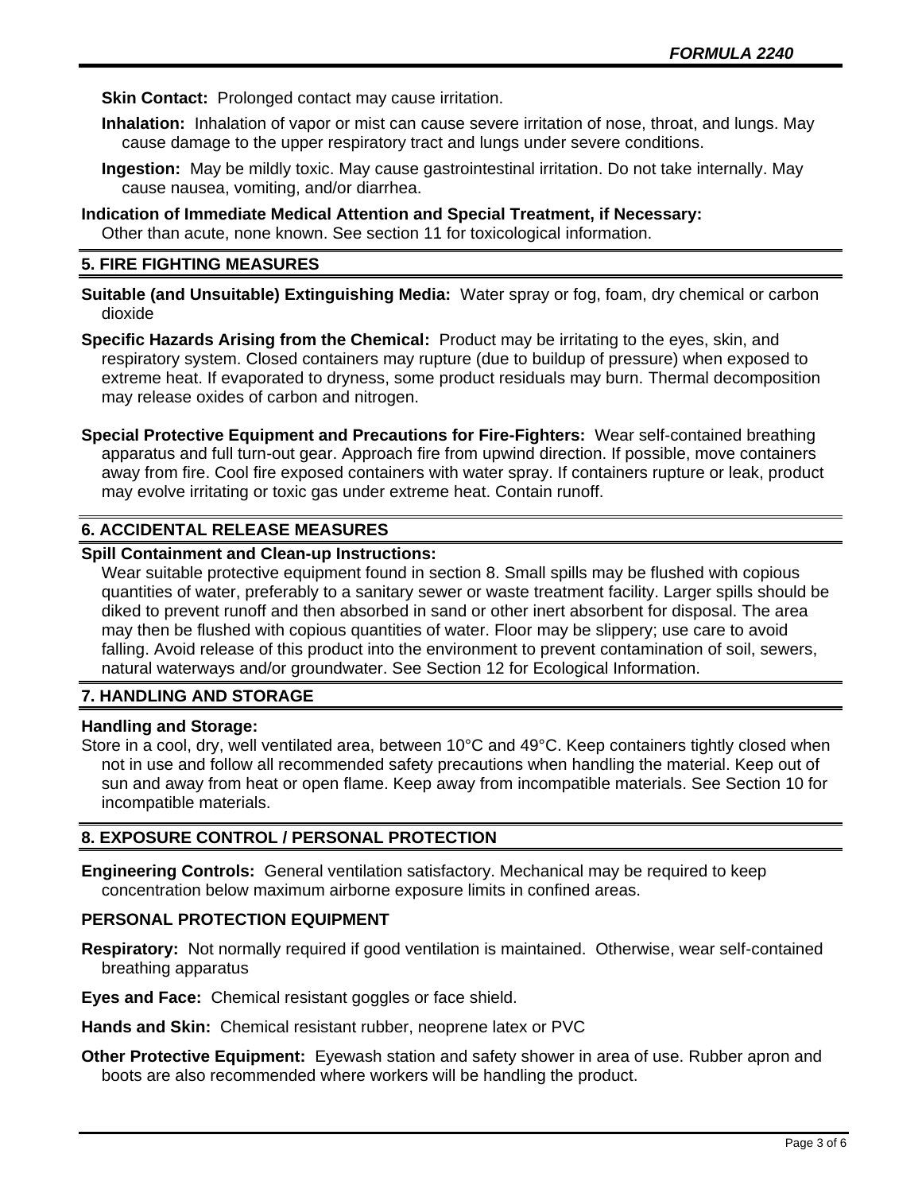**Skin Contact:** Prolonged contact may cause irritation.

**Inhalation:** Inhalation of vapor or mist can cause severe irritation of nose, throat, and lungs. May cause damage to the upper respiratory tract and lungs under severe conditions.

**Ingestion:** May be mildly toxic. May cause gastrointestinal irritation. Do not take internally. May cause nausea, vomiting, and/or diarrhea.

**Indication of Immediate Medical Attention and Special Treatment, if Necessary:**
Other than acute, none known. See section 11 for toxicological information.

## 5. FIRE FIGHTING MEASURES

**Suitable (and Unsuitable) Extinguishing Media:** Water spray or fog, foam, dry chemical or carbon dioxide

**Specific Hazards Arising from the Chemical:** Product may be irritating to the eyes, skin, and respiratory system. Closed containers may rupture (due to buildup of pressure) when exposed to extreme heat. If evaporated to dryness, some product residuals may burn. Thermal decomposition may release oxides of carbon and nitrogen.

**Special Protective Equipment and Precautions for Fire-Fighters:** Wear self-contained breathing apparatus and full turn-out gear. Approach fire from upwind direction. If possible, move containers away from fire. Cool fire exposed containers with water spray. If containers rupture or leak, product may evolve irritating or toxic gas under extreme heat. Contain runoff.

## 6. ACCIDENTAL RELEASE MEASURES

**Spill Containment and Clean-up Instructions:**
Wear suitable protective equipment found in section 8. Small spills may be flushed with copious quantities of water, preferably to a sanitary sewer or waste treatment facility. Larger spills should be diked to prevent runoff and then absorbed in sand or other inert absorbent for disposal. The area may then be flushed with copious quantities of water. Floor may be slippery; use care to avoid falling. Avoid release of this product into the environment to prevent contamination of soil, sewers, natural waterways and/or groundwater. See Section 12 for Ecological Information.

## 7. HANDLING AND STORAGE

**Handling and Storage:**
Store in a cool, dry, well ventilated area, between 10°C and 49°C. Keep containers tightly closed when not in use and follow all recommended safety precautions when handling the material. Keep out of sun and away from heat or open flame. Keep away from incompatible materials. See Section 10 for incompatible materials.

## 8. EXPOSURE CONTROL / PERSONAL PROTECTION

**Engineering Controls:** General ventilation satisfactory. Mechanical may be required to keep concentration below maximum airborne exposure limits in confined areas.

### PERSONAL PROTECTION EQUIPMENT

**Respiratory:** Not normally required if good ventilation is maintained. Otherwise, wear self-contained breathing apparatus

**Eyes and Face:** Chemical resistant goggles or face shield.

**Hands and Skin:** Chemical resistant rubber, neoprene latex or PVC

**Other Protective Equipment:** Eyewash station and safety shower in area of use. Rubber apron and boots are also recommended where workers will be handling the product.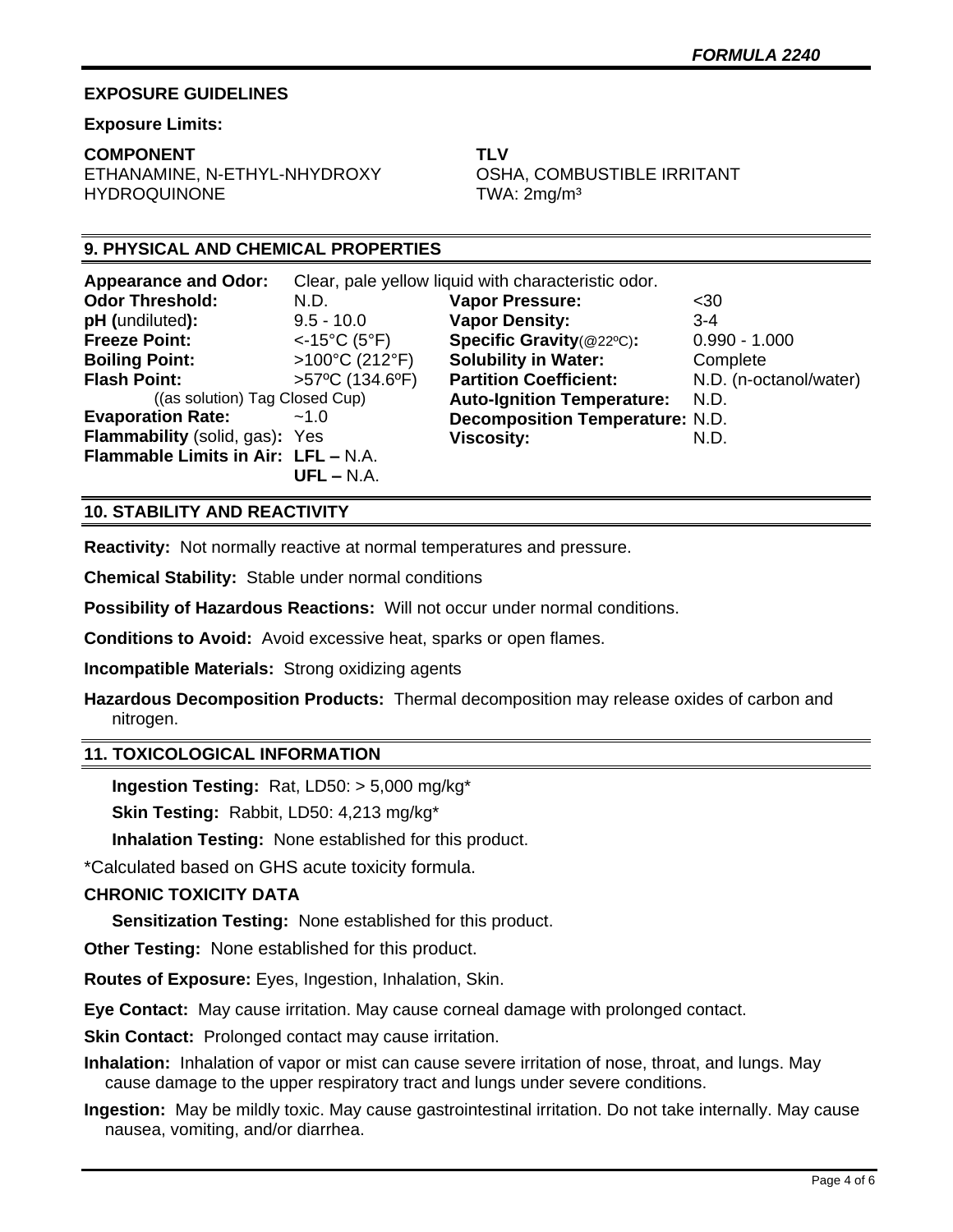## EXPOSURE GUIDELINES

**Exposure Limits:**

| COMPONENT | TLV |
|---|---|
| ETHANAMINE, N-ETHYL-NHYDROXY | OSHA, COMBUSTIBLE IRRITANT |
| HYDROQUINONE | TWA: 2mg/m³ |

## 9. PHYSICAL AND CHEMICAL PROPERTIES

**Appearance and Odor:** Clear, pale yellow liquid with characteristic odor.

| | | | |
|---|---|---|---|
| **Odor Threshold:** | N.D. | **Vapor Pressure:** | <30 |
| **pH (**undiluted**):** | 9.5 - 10.0 | **Vapor Density:** | 3-4 |
| **Freeze Point:** | <-15°C (5°F) | **Specific Gravity**(@22ºC)**:** | 0.990 - 1.000 |
| **Boiling Point:** | >100°C (212°F) | **Solubility in Water:** | Complete |
| **Flash Point:** ((as solution) Tag Closed Cup) | >57ºC (134.6ºF) | **Partition Coefficient:** | N.D. (n-octanol/water) |
| **Evaporation Rate:** | ~1.0 | **Auto-Ignition Temperature:** | N.D. |
| **Flammability** (solid, gas)**:** | Yes | **Decomposition Temperature:** | N.D. |
| **Flammable Limits in Air:** | **LFL –** N.A. **UFL –** N.A. | **Viscosity:** | N.D. |

## 10. STABILITY AND REACTIVITY

**Reactivity:** Not normally reactive at normal temperatures and pressure.

**Chemical Stability:** Stable under normal conditions

**Possibility of Hazardous Reactions:** Will not occur under normal conditions.

**Conditions to Avoid:** Avoid excessive heat, sparks or open flames.

**Incompatible Materials:** Strong oxidizing agents

**Hazardous Decomposition Products:** Thermal decomposition may release oxides of carbon and nitrogen.

## 11. TOXICOLOGICAL INFORMATION

**Ingestion Testing:** Rat, LD50: > 5,000 mg/kg*

**Skin Testing:** Rabbit, LD50: 4,213 mg/kg*

**Inhalation Testing:** None established for this product.

*Calculated based on GHS acute toxicity formula.

**CHRONIC TOXICITY DATA**

**Sensitization Testing:** None established for this product.

**Other Testing:** None established for this product.

**Routes of Exposure:** Eyes, Ingestion, Inhalation, Skin.

**Eye Contact:** May cause irritation. May cause corneal damage with prolonged contact.

**Skin Contact:** Prolonged contact may cause irritation.

**Inhalation:** Inhalation of vapor or mist can cause severe irritation of nose, throat, and lungs. May cause damage to the upper respiratory tract and lungs under severe conditions.

**Ingestion:** May be mildly toxic. May cause gastrointestinal irritation. Do not take internally. May cause nausea, vomiting, and/or diarrhea.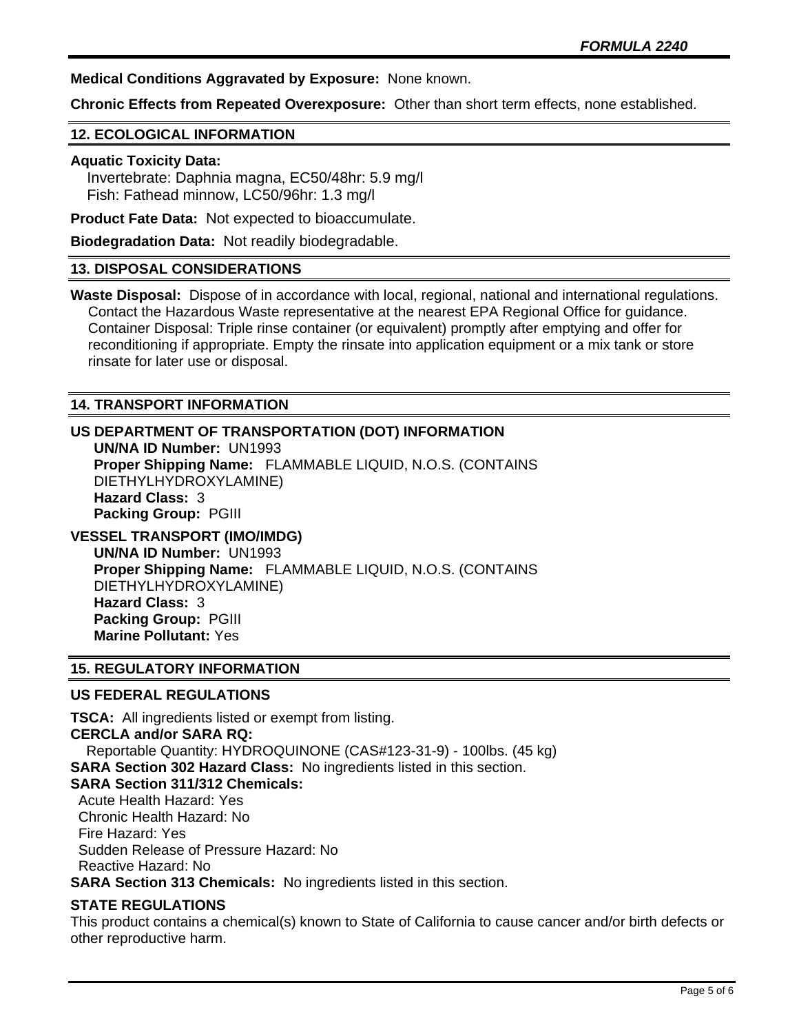**Medical Conditions Aggravated by Exposure:** None known.

**Chronic Effects from Repeated Overexposure:** Other than short term effects, none established.

## 12. ECOLOGICAL INFORMATION

**Aquatic Toxicity Data:**
Invertebrate: Daphnia magna, EC50/48hr: 5.9 mg/l
Fish: Fathead minnow, LC50/96hr: 1.3 mg/l

**Product Fate Data:** Not expected to bioaccumulate.

**Biodegradation Data:** Not readily biodegradable.

## 13. DISPOSAL CONSIDERATIONS

**Waste Disposal:** Dispose of in accordance with local, regional, national and international regulations. Contact the Hazardous Waste representative at the nearest EPA Regional Office for guidance. Container Disposal: Triple rinse container (or equivalent) promptly after emptying and offer for reconditioning if appropriate. Empty the rinsate into application equipment or a mix tank or store rinsate for later use or disposal.

## 14. TRANSPORT INFORMATION

### US DEPARTMENT OF TRANSPORTATION (DOT) INFORMATION

**UN/NA ID Number:** UN1993
**Proper Shipping Name:** FLAMMABLE LIQUID, N.O.S. (CONTAINS DIETHYLHYDROXYLAMINE)
**Hazard Class:** 3
**Packing Group:** PGIII

### VESSEL TRANSPORT (IMO/IMDG)

**UN/NA ID Number:** UN1993
**Proper Shipping Name:** FLAMMABLE LIQUID, N.O.S. (CONTAINS DIETHYLHYDROXYLAMINE)
**Hazard Class:** 3
**Packing Group:** PGIII
**Marine Pollutant:** Yes

## 15. REGULATORY INFORMATION

### US FEDERAL REGULATIONS

**TSCA:** All ingredients listed or exempt from listing.
**CERCLA and/or SARA RQ:**
Reportable Quantity: HYDROQUINONE (CAS#123-31-9) - 100lbs. (45 kg)
**SARA Section 302 Hazard Class:** No ingredients listed in this section.
**SARA Section 311/312 Chemicals:**
Acute Health Hazard: Yes
Chronic Health Hazard: No
Fire Hazard: Yes
Sudden Release of Pressure Hazard: No
Reactive Hazard: No
**SARA Section 313 Chemicals:** No ingredients listed in this section.

### STATE REGULATIONS

This product contains a chemical(s) known to State of California to cause cancer and/or birth defects or other reproductive harm.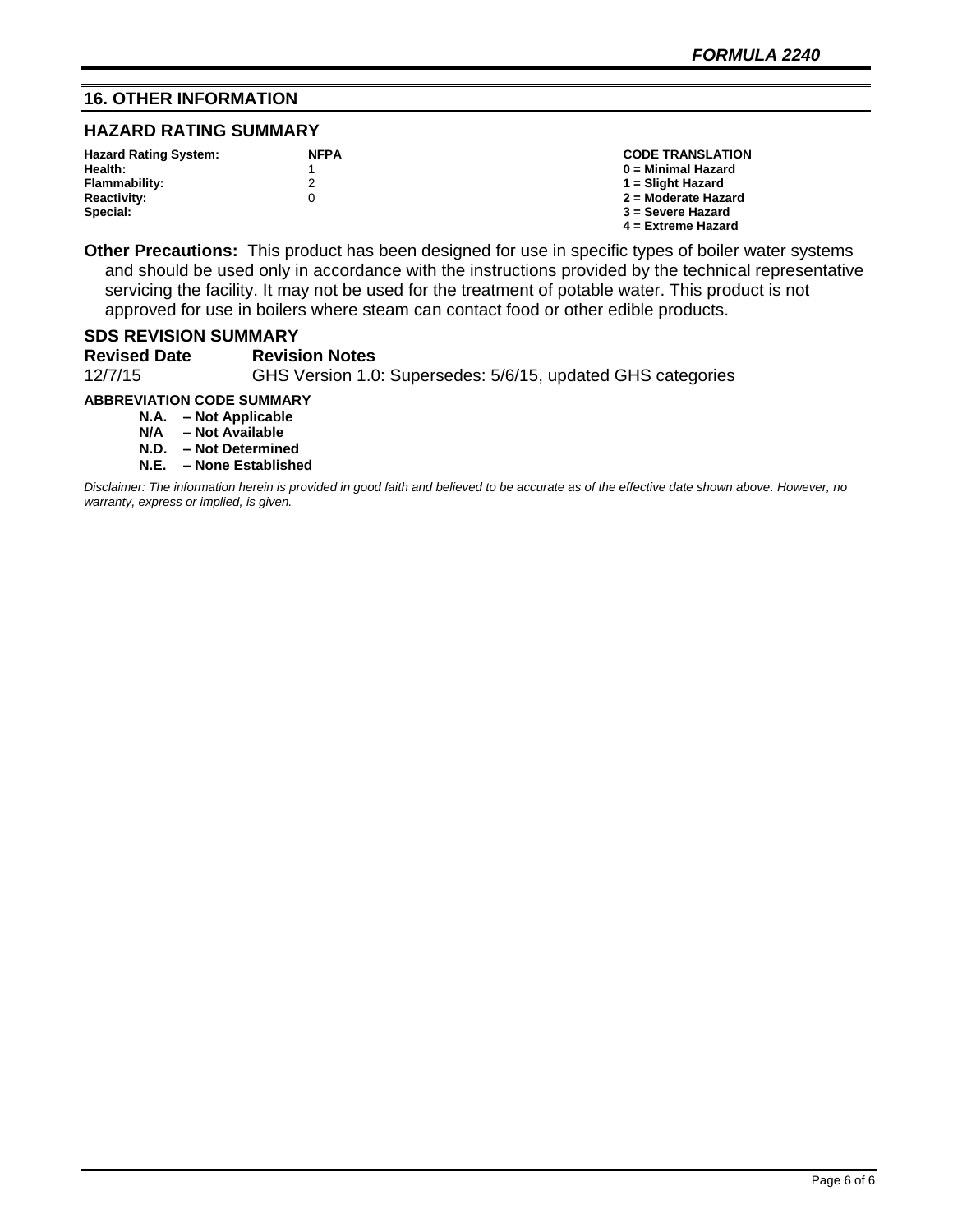## 16. OTHER INFORMATION

### HAZARD RATING SUMMARY

| Hazard Rating System: | NFPA | CODE TRANSLATION |
|---|---|---|
| Health: | 1 | 0 = Minimal Hazard |
| Flammability: | 2 | 1 = Slight Hazard |
| Reactivity: | 0 | 2 = Moderate Hazard |
| Special: | | 3 = Severe Hazard |
| | | 4 = Extreme Hazard |

**Other Precautions:** This product has been designed for use in specific types of boiler water systems and should be used only in accordance with the instructions provided by the technical representative servicing the facility. It may not be used for the treatment of potable water. This product is not approved for use in boilers where steam can contact food or other edible products.

### SDS REVISION SUMMARY

| Revised Date | Revision Notes |
|---|---|
| 12/7/15 | GHS Version 1.0: Supersedes: 5/6/15, updated GHS categories |

**ABBREVIATION CODE SUMMARY**

- **N.A. – Not Applicable**
- **N/A – Not Available**
- **N.D. – Not Determined**
- **N.E. – None Established**

*Disclaimer: The information herein is provided in good faith and believed to be accurate as of the effective date shown above. However, no warranty, express or implied, is given.*